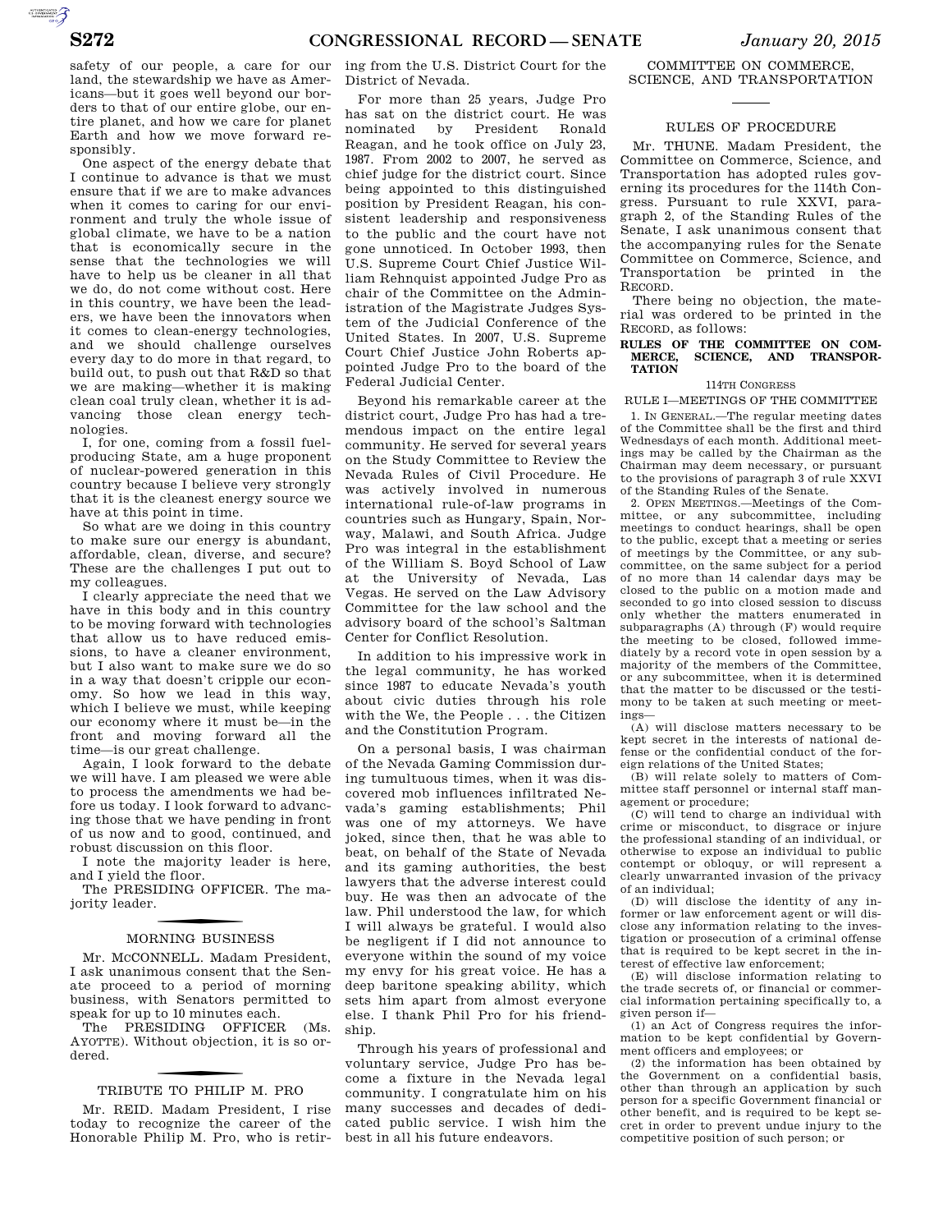safety of our people, a care for our land, the stewardship we have as Americans—but it goes well beyond our borders to that of our entire globe, our entire planet, and how we care for planet Earth and how we move forward responsibly.

One aspect of the energy debate that I continue to advance is that we must ensure that if we are to make advances when it comes to caring for our environment and truly the whole issue of global climate, we have to be a nation that is economically secure in the sense that the technologies we will have to help us be cleaner in all that we do, do not come without cost. Here in this country, we have been the leaders, we have been the innovators when it comes to clean-energy technologies, and we should challenge ourselves every day to do more in that regard, to build out, to push out that R&D so that we are making—whether it is making clean coal truly clean, whether it is advancing those clean energy technologies.

I, for one, coming from a fossil fuel-producing State, am a huge proponent of nuclear-powered generation in this country because I believe very strongly that it is the cleanest energy source we have at this point in time.

So what are we doing in this country to make sure our energy is abundant, affordable, clean, diverse, and secure? These are the challenges I put out to my colleagues.

I clearly appreciate the need that we have in this body and in this country to be moving forward with technologies that allow us to have reduced emissions, to have a cleaner environment, but I also want to make sure we do so in a way that doesn't cripple our economy. So how we lead in this way, which I believe we must, while keeping our economy where it must be—in the front and moving forward all the time—is our great challenge.

Again, I look forward to the debate we will have. I am pleased we were able to process the amendments we had before us today. I look forward to advancing those that we have pending in front of us now and to good, continued, and robust discussion on this floor.

I note the majority leader is here, and I yield the floor.

The PRESIDING OFFICER. The majority leader.

## MORNING BUSINESS

Mr. MCCONNELL. Madam President, I ask unanimous consent that the Senate proceed to a period of morning business, with Senators permitted to speak for up to 10 minutes each.

The PRESIDING OFFICER (Ms. AYOTTE). Without objection, it is so ordered.

## TRIBUTE TO PHILIP M. PRO

Mr. REID. Madam President, I rise today to recognize the career of the Honorable Philip M. Pro, who is retiring from the U.S. District Court for the District of Nevada.

For more than 25 years, Judge Pro has sat on the district court. He was nominated by President Ronald Reagan, and he took office on July 23, 1987. From 2002 to 2007, he served as chief judge for the district court. Since being appointed to this distinguished position by President Reagan, his consistent leadership and responsiveness to the public and the court have not gone unnoticed. In October 1993, then U.S. Supreme Court Chief Justice William Rehnquist appointed Judge Pro as chair of the Committee on the Administration of the Magistrate Judges System of the Judicial Conference of the United States. In 2007, U.S. Supreme Court Chief Justice John Roberts appointed Judge Pro to the board of the Federal Judicial Center.

Beyond his remarkable career at the district court, Judge Pro has had a tremendous impact on the entire legal community. He served for several years on the Study Committee to Review the Nevada Rules of Civil Procedure. He was actively involved in numerous international rule-of-law programs in countries such as Hungary, Spain, Norway, Malawi, and South Africa. Judge Pro was integral in the establishment of the William S. Boyd School of Law at the University of Nevada, Las Vegas. He served on the Law Advisory Committee for the law school and the advisory board of the school's Saltman Center for Conflict Resolution.

In addition to his impressive work in the legal community, he has worked since 1987 to educate Nevada's youth about civic duties through his role with the We, the People . . . the Citizen and the Constitution Program.

On a personal basis, I was chairman of the Nevada Gaming Commission during tumultuous times, when it was discovered mob influences infiltrated Nevada's gaming establishments; Phil was one of my attorneys. We have joked, since then, that he was able to beat, on behalf of the State of Nevada and its gaming authorities, the best lawyers that the adverse interest could buy. He was then an advocate of the law. Phil understood the law, for which I will always be grateful. I would also be negligent if I did not announce to everyone within the sound of my voice my envy for his great voice. He has a deep baritone speaking ability, which sets him apart from almost everyone else. I thank Phil Pro for his friendship.

Through his years of professional and voluntary service, Judge Pro has become a fixture in the Nevada legal community. I congratulate him on his many successes and decades of dedicated public service. I wish him the best in all his future endeavors.

## COMMITTEE ON COMMERCE, SCIENCE, AND TRANSPORTATION

### RULES OF PROCEDURE

Mr. THUNE. Madam President, the Committee on Commerce, Science, and Transportation has adopted rules governing its procedures for the 114th Congress. Pursuant to rule XXVI, paragraph 2, of the Standing Rules of the Senate, I ask unanimous consent that the accompanying rules for the Senate Committee on Commerce, Science, and Transportation be printed in the RECORD.

There being no objection, the material was ordered to be printed in the RECORD, as follows:

**RULES OF THE COMMITTEE ON COMMERCE, SCIENCE, AND TRANSPORTATION**

114TH CONGRESS

RULE I—MEETINGS OF THE COMMITTEE

1. IN GENERAL.—The regular meeting dates of the Committee shall be the first and third Wednesdays of each month. Additional meetings may be called by the Chairman as the Chairman may deem necessary, or pursuant to the provisions of paragraph 3 of rule XXVI of the Standing Rules of the Senate.

2. OPEN MEETINGS.—Meetings of the Committee, or any subcommittee, including meetings to conduct hearings, shall be open to the public, except that a meeting or series of meetings by the Committee, or any subcommittee, on the same subject for a period of no more than 14 calendar days may be closed to the public on a motion made and seconded to go into closed session to discuss only whether the matters enumerated in subparagraphs (A) through (F) would require the meeting to be closed, followed immediately by a record vote in open session by a majority of the members of the Committee, or any subcommittee, when it is determined that the matter to be discussed or the testimony to be taken at such meeting or meetings—

(A) will disclose matters necessary to be kept secret in the interests of national defense or the confidential conduct of the foreign relations of the United States;

(B) will relate solely to matters of Committee staff personnel or internal staff management or procedure;

(C) will tend to charge an individual with crime or misconduct, to disgrace or injure the professional standing of an individual, or otherwise to expose an individual to public contempt or obloquy, or will represent a clearly unwarranted invasion of the privacy of an individual;

(D) will disclose the identity of any informer or law enforcement agent or will disclose any information relating to the investigation or prosecution of a criminal offense that is required to be kept secret in the interest of effective law enforcement;

(E) will disclose information relating to the trade secrets of, or financial or commercial information pertaining specifically to, a given person if—

(1) an Act of Congress requires the information to be kept confidential by Government officers and employees; or

(2) the information has been obtained by the Government on a confidential basis, other than through an application by such person for a specific Government financial or other benefit, and is required to be kept secret in order to prevent undue injury to the competitive position of such person; or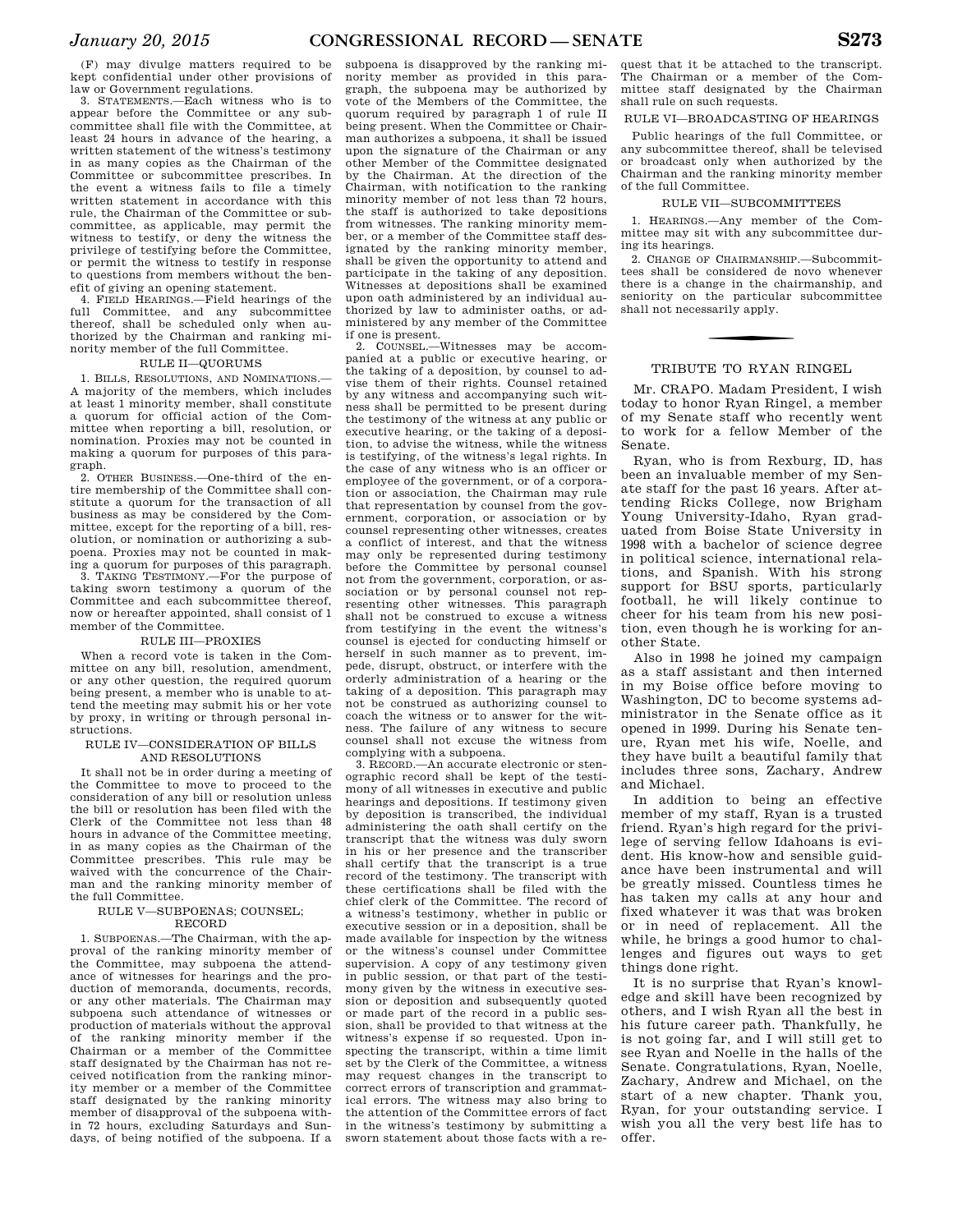(F) may divulge matters required to be kept confidential under other provisions of law or Government regulations.

3. STATEMENTS.—Each witness who is to appear before the Committee or any subcommittee shall file with the Committee, at least 24 hours in advance of the hearing, a written statement of the witness's testimony in as many copies as the Chairman of the Committee or subcommittee prescribes. In the event a witness fails to file a timely written statement in accordance with this rule, the Chairman of the Committee or subcommittee, as applicable, may permit the witness to testify, or deny the witness the privilege of testifying before the Committee, or permit the witness to testify in response to questions from members without the benefit of giving an opening statement.

4. FIELD HEARINGS.—Field hearings of the full Committee, and any subcommittee thereof, shall be scheduled only when authorized by the Chairman and ranking minority member of the full Committee.

### RULE II—QUORUMS

1. BILLS, RESOLUTIONS, AND NOMINATIONS.—A majority of the members, which includes at least 1 minority member, shall constitute a quorum for official action of the Committee when reporting a bill, resolution, or nomination. Proxies may not be counted in making a quorum for purposes of this paragraph.

2. OTHER BUSINESS.—One-third of the entire membership of the Committee shall constitute a quorum for the transaction of all business as may be considered by the Committee, except for the reporting of a bill, resolution, or nomination or authorizing a subpoena. Proxies may not be counted in making a quorum for purposes of this paragraph.

3. TAKING TESTIMONY.—For the purpose of taking sworn testimony a quorum of the Committee and each subcommittee thereof, now or hereafter appointed, shall consist of 1 member of the Committee.

### RULE III—PROXIES

When a record vote is taken in the Committee on any bill, resolution, amendment, or any other question, the required quorum being present, a member who is unable to attend the meeting may submit his or her vote by proxy, in writing or through personal instructions.

### RULE IV—CONSIDERATION OF BILLS AND RESOLUTIONS

It shall not be in order during a meeting of the Committee to move to proceed to the consideration of any bill or resolution unless the bill or resolution has been filed with the Clerk of the Committee not less than 48 hours in advance of the Committee meeting, in as many copies as the Chairman of the Committee prescribes. This rule may be waived with the concurrence of the Chairman and the ranking minority member of the full Committee.

### RULE V—SUBPOENAS; COUNSEL; RECORD

1. SUBPOENAS.—The Chairman, with the approval of the ranking minority member of the Committee, may subpoena the attendance of witnesses for hearings and the production of memoranda, documents, records, or any other materials. The Chairman may subpoena such attendance of witnesses or production of materials without the approval of the ranking minority member if the Chairman or a member of the Committee staff designated by the Chairman has not received notification from the ranking minority member or a member of the Committee staff designated by the ranking minority member of disapproval of the subpoena within 72 hours, excluding Saturdays and Sundays, of being notified of the subpoena. If a subpoena is disapproved by the ranking minority member as provided in this paragraph, the subpoena may be authorized by vote of the Members of the Committee, the quorum required by paragraph 1 of rule II being present. When the Committee or Chairman authorizes a subpoena, it shall be issued upon the signature of the Chairman or any other Member of the Committee designated by the Chairman. At the direction of the Chairman, with notification to the ranking minority member of not less than 72 hours, the staff is authorized to take depositions from witnesses. The ranking minority member, or a member of the Committee staff designated by the ranking minority member, shall be given the opportunity to attend and participate in the taking of any deposition. Witnesses at depositions shall be examined upon oath administered by an individual authorized by law to administer oaths, or administered by any member of the Committee if one is present.

2. COUNSEL.—Witnesses may be accompanied at a public or executive hearing, or the taking of a deposition, by counsel to advise them of their rights. Counsel retained by any witness and accompanying such witness shall be permitted to be present during the testimony of the witness at any public or executive hearing, or the taking of a deposition, to advise the witness, while the witness is testifying, of the witness's legal rights. In the case of any witness who is an officer or employee of the government, or of a corporation or association, the Chairman may rule that representation by counsel from the government, corporation, or association or by counsel representing other witnesses, creates a conflict of interest, and that the witness may only be represented during testimony before the Committee by personal counsel not from the government, corporation, or association or by personal counsel not representing other witnesses. This paragraph shall not be construed to excuse a witness from testifying in the event the witness's counsel is ejected for conducting himself or herself in such manner as to prevent, impede, disrupt, obstruct, or interfere with the orderly administration of a hearing or the taking of a deposition. This paragraph may not be construed as authorizing counsel to coach the witness or to answer for the witness. The failure of any witness to secure counsel shall not excuse the witness from complying with a subpoena.

3. RECORD.—An accurate electronic or stenographic record shall be kept of the testimony of all witnesses in executive and public hearings and depositions. If testimony given by deposition is transcribed, the individual administering the oath shall certify on the transcript that the witness was duly sworn in his or her presence and the transcriber shall certify that the transcript is a true record of the testimony. The transcript with these certifications shall be filed with the chief clerk of the Committee. The record of a witness's testimony, whether in public or executive session or in a deposition, shall be made available for inspection by the witness or the witness's counsel under Committee supervision. A copy of any testimony given in public session, or that part of the testimony given by the witness in executive session or deposition and subsequently quoted or made part of the record in a public session, shall be provided to that witness at the witness's expense if so requested. Upon inspecting the transcript, within a time limit set by the Clerk of the Committee, a witness may request changes in the transcript to correct errors of transcription and grammatical errors. The witness may also bring to the attention of the Committee errors of fact in the witness's testimony by submitting a sworn statement about those facts with a request that it be attached to the transcript. The Chairman or a member of the Committee staff designated by the Chairman shall rule on such requests.

### RULE VI—BROADCASTING OF HEARINGS

Public hearings of the full Committee, or any subcommittee thereof, shall be televised or broadcast only when authorized by the Chairman and the ranking minority member of the full Committee.

### RULE VII—SUBCOMMITTEES

1. HEARINGS.—Any member of the Committee may sit with any subcommittee during its hearings.

2. CHANGE OF CHAIRMANSHIP.—Subcommittees shall be considered de novo whenever there is a change in the chairmanship, and seniority on the particular subcommittee shall not necessarily apply.

---

## TRIBUTE TO RYAN RINGEL

Mr. CRAPO. Madam President, I wish today to honor Ryan Ringel, a member of my Senate staff who recently went to work for a fellow Member of the Senate.

Ryan, who is from Rexburg, ID, has been an invaluable member of my Senate staff for the past 16 years. After attending Ricks College, now Brigham Young University-Idaho, Ryan graduated from Boise State University in 1998 with a bachelor of science degree in political science, international relations, and Spanish. With his strong support for BSU sports, particularly football, he will likely continue to cheer for his team from his new position, even though he is working for another State.

Also in 1998 he joined my campaign as a staff assistant and then interned in my Boise office before moving to Washington, DC to become systems administrator in the Senate office as it opened in 1999. During his Senate tenure, Ryan met his wife, Noelle, and they have built a beautiful family that includes three sons, Zachary, Andrew and Michael.

In addition to being an effective member of my staff, Ryan is a trusted friend. Ryan's high regard for the privilege of serving fellow Idahoans is evident. His know-how and sensible guidance have been instrumental and will be greatly missed. Countless times he has taken my calls at any hour and fixed whatever it was that was broken or in need of replacement. All the while, he brings a good humor to challenges and figures out ways to get things done right.

It is no surprise that Ryan's knowledge and skill have been recognized by others, and I wish Ryan all the best in his future career path. Thankfully, he is not going far, and I will still get to see Ryan and Noelle in the halls of the Senate. Congratulations, Ryan, Noelle, Zachary, Andrew and Michael, on the start of a new chapter. Thank you, Ryan, for your outstanding service. I wish you all the very best life has to offer.